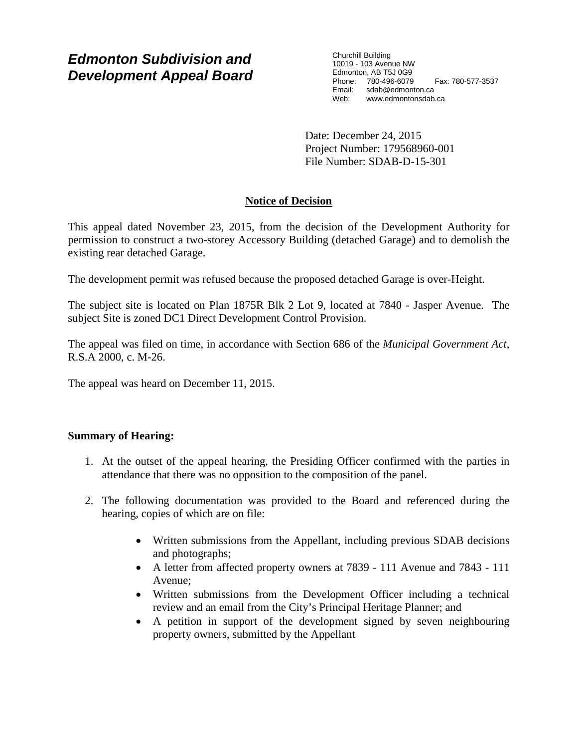## *Edmonton Subdivision and Development Appeal Board*

Churchill Building
10019 - 103 Avenue NW
Edmonton, AB T5J 0G9
Phone: 780-496-6079 Fax: 780-577-3537
Email: sdab@edmonton.ca
Web: www.edmontonsdab.ca

Date: December 24, 2015
Project Number: 179568960-001
File Number: SDAB-D-15-301

**Notice of Decision**

This appeal dated November 23, 2015, from the decision of the Development Authority for permission to construct a two-storey Accessory Building (detached Garage) and to demolish the existing rear detached Garage.

The development permit was refused because the proposed detached Garage is over-Height.

The subject site is located on Plan 1875R Blk 2 Lot 9, located at 7840 - Jasper Avenue. The subject Site is zoned DC1 Direct Development Control Provision.

The appeal was filed on time, in accordance with Section 686 of the *Municipal Government Act*, R.S.A 2000, c. M-26.

The appeal was heard on December 11, 2015.

**Summary of Hearing:**

1. At the outset of the appeal hearing, the Presiding Officer confirmed with the parties in attendance that there was no opposition to the composition of the panel.
2. The following documentation was provided to the Board and referenced during the hearing, copies of which are on file:
   - Written submissions from the Appellant, including previous SDAB decisions and photographs;
   - A letter from affected property owners at 7839 - 111 Avenue and 7843 - 111 Avenue;
   - Written submissions from the Development Officer including a technical review and an email from the City's Principal Heritage Planner; and
   - A petition in support of the development signed by seven neighbouring property owners, submitted by the Appellant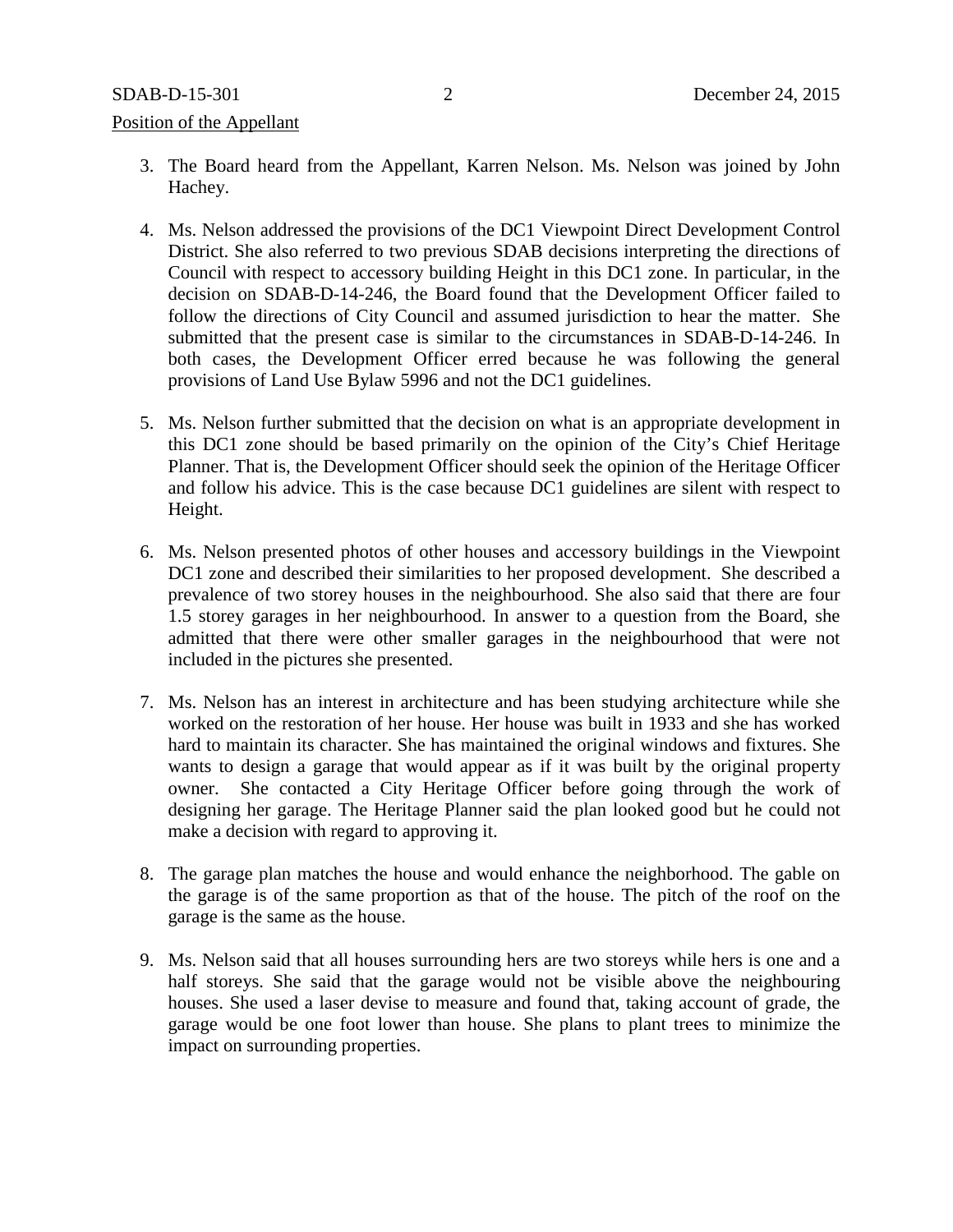Position of the Appellant

3. The Board heard from the Appellant, Karren Nelson. Ms. Nelson was joined by John Hachey.

4. Ms. Nelson addressed the provisions of the DC1 Viewpoint Direct Development Control District. She also referred to two previous SDAB decisions interpreting the directions of Council with respect to accessory building Height in this DC1 zone. In particular, in the decision on SDAB-D-14-246, the Board found that the Development Officer failed to follow the directions of City Council and assumed jurisdiction to hear the matter. She submitted that the present case is similar to the circumstances in SDAB-D-14-246. In both cases, the Development Officer erred because he was following the general provisions of Land Use Bylaw 5996 and not the DC1 guidelines.

5. Ms. Nelson further submitted that the decision on what is an appropriate development in this DC1 zone should be based primarily on the opinion of the City's Chief Heritage Planner. That is, the Development Officer should seek the opinion of the Heritage Officer and follow his advice. This is the case because DC1 guidelines are silent with respect to Height.

6. Ms. Nelson presented photos of other houses and accessory buildings in the Viewpoint DC1 zone and described their similarities to her proposed development. She described a prevalence of two storey houses in the neighbourhood. She also said that there are four 1.5 storey garages in her neighbourhood. In answer to a question from the Board, she admitted that there were other smaller garages in the neighbourhood that were not included in the pictures she presented.

7. Ms. Nelson has an interest in architecture and has been studying architecture while she worked on the restoration of her house. Her house was built in 1933 and she has worked hard to maintain its character. She has maintained the original windows and fixtures. She wants to design a garage that would appear as if it was built by the original property owner. She contacted a City Heritage Officer before going through the work of designing her garage. The Heritage Planner said the plan looked good but he could not make a decision with regard to approving it.

8. The garage plan matches the house and would enhance the neighborhood. The gable on the garage is of the same proportion as that of the house. The pitch of the roof on the garage is the same as the house.

9. Ms. Nelson said that all houses surrounding hers are two storeys while hers is one and a half storeys. She said that the garage would not be visible above the neighbouring houses. She used a laser devise to measure and found that, taking account of grade, the garage would be one foot lower than house. She plans to plant trees to minimize the impact on surrounding properties.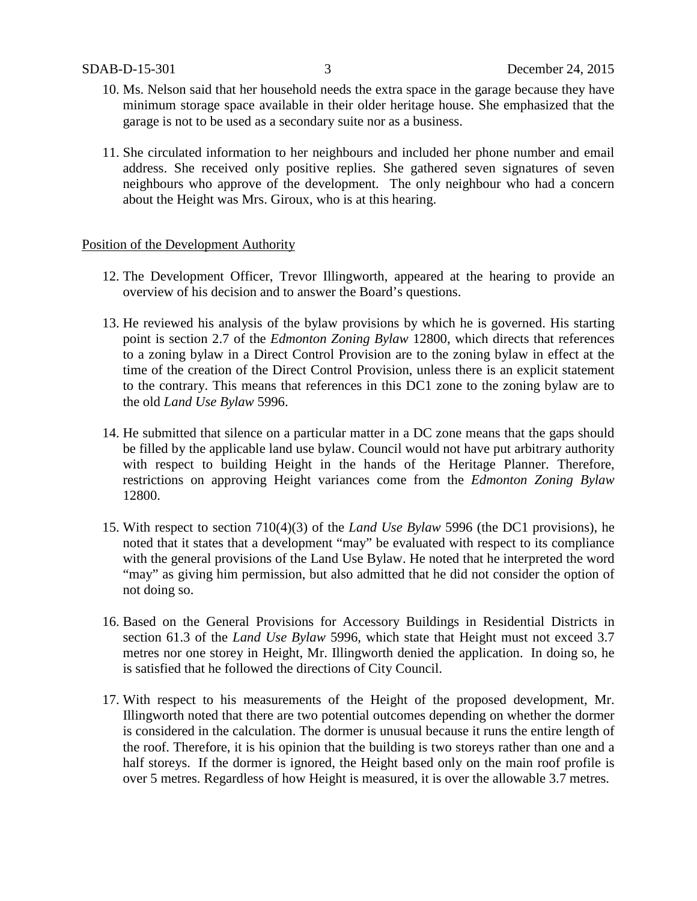10. Ms. Nelson said that her household needs the extra space in the garage because they have minimum storage space available in their older heritage house. She emphasized that the garage is not to be used as a secondary suite nor as a business.

11. She circulated information to her neighbours and included her phone number and email address. She received only positive replies. She gathered seven signatures of seven neighbours who approve of the development. The only neighbour who had a concern about the Height was Mrs. Giroux, who is at this hearing.

Position of the Development Authority

12. The Development Officer, Trevor Illingworth, appeared at the hearing to provide an overview of his decision and to answer the Board's questions.

13. He reviewed his analysis of the bylaw provisions by which he is governed. His starting point is section 2.7 of the *Edmonton Zoning Bylaw* 12800, which directs that references to a zoning bylaw in a Direct Control Provision are to the zoning bylaw in effect at the time of the creation of the Direct Control Provision, unless there is an explicit statement to the contrary. This means that references in this DC1 zone to the zoning bylaw are to the old *Land Use Bylaw* 5996.

14. He submitted that silence on a particular matter in a DC zone means that the gaps should be filled by the applicable land use bylaw. Council would not have put arbitrary authority with respect to building Height in the hands of the Heritage Planner. Therefore, restrictions on approving Height variances come from the *Edmonton Zoning Bylaw* 12800.

15. With respect to section 710(4)(3) of the *Land Use Bylaw* 5996 (the DC1 provisions), he noted that it states that a development "may" be evaluated with respect to its compliance with the general provisions of the Land Use Bylaw. He noted that he interpreted the word "may" as giving him permission, but also admitted that he did not consider the option of not doing so.

16. Based on the General Provisions for Accessory Buildings in Residential Districts in section 61.3 of the *Land Use Bylaw* 5996, which state that Height must not exceed 3.7 metres nor one storey in Height, Mr. Illingworth denied the application. In doing so, he is satisfied that he followed the directions of City Council.

17. With respect to his measurements of the Height of the proposed development, Mr. Illingworth noted that there are two potential outcomes depending on whether the dormer is considered in the calculation. The dormer is unusual because it runs the entire length of the roof. Therefore, it is his opinion that the building is two storeys rather than one and a half storeys. If the dormer is ignored, the Height based only on the main roof profile is over 5 metres. Regardless of how Height is measured, it is over the allowable 3.7 metres.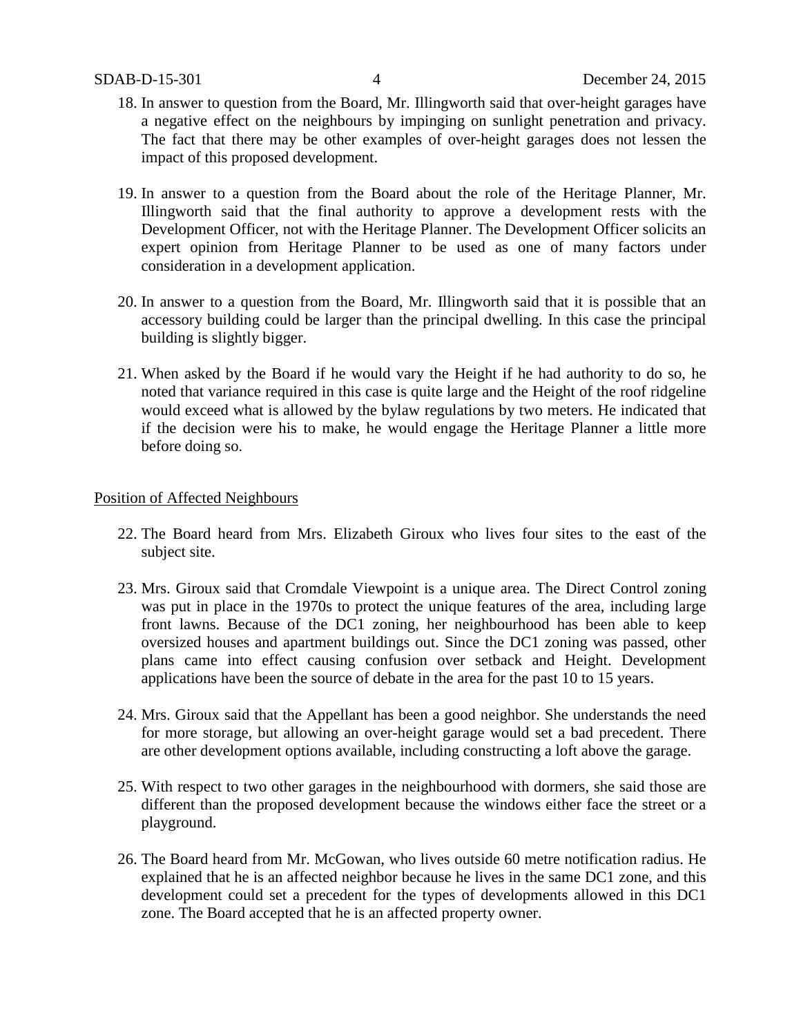18. In answer to question from the Board, Mr. Illingworth said that over-height garages have a negative effect on the neighbours by impinging on sunlight penetration and privacy. The fact that there may be other examples of over-height garages does not lessen the impact of this proposed development.

19. In answer to a question from the Board about the role of the Heritage Planner, Mr. Illingworth said that the final authority to approve a development rests with the Development Officer, not with the Heritage Planner. The Development Officer solicits an expert opinion from Heritage Planner to be used as one of many factors under consideration in a development application.

20. In answer to a question from the Board, Mr. Illingworth said that it is possible that an accessory building could be larger than the principal dwelling. In this case the principal building is slightly bigger.

21. When asked by the Board if he would vary the Height if he had authority to do so, he noted that variance required in this case is quite large and the Height of the roof ridgeline would exceed what is allowed by the bylaw regulations by two meters. He indicated that if the decision were his to make, he would engage the Heritage Planner a little more before doing so.

Position of Affected Neighbours

22. The Board heard from Mrs. Elizabeth Giroux who lives four sites to the east of the subject site.

23. Mrs. Giroux said that Cromdale Viewpoint is a unique area. The Direct Control zoning was put in place in the 1970s to protect the unique features of the area, including large front lawns. Because of the DC1 zoning, her neighbourhood has been able to keep oversized houses and apartment buildings out. Since the DC1 zoning was passed, other plans came into effect causing confusion over setback and Height. Development applications have been the source of debate in the area for the past 10 to 15 years.

24. Mrs. Giroux said that the Appellant has been a good neighbor. She understands the need for more storage, but allowing an over-height garage would set a bad precedent. There are other development options available, including constructing a loft above the garage.

25. With respect to two other garages in the neighbourhood with dormers, she said those are different than the proposed development because the windows either face the street or a playground.

26. The Board heard from Mr. McGowan, who lives outside 60 metre notification radius. He explained that he is an affected neighbor because he lives in the same DC1 zone, and this development could set a precedent for the types of developments allowed in this DC1 zone. The Board accepted that he is an affected property owner.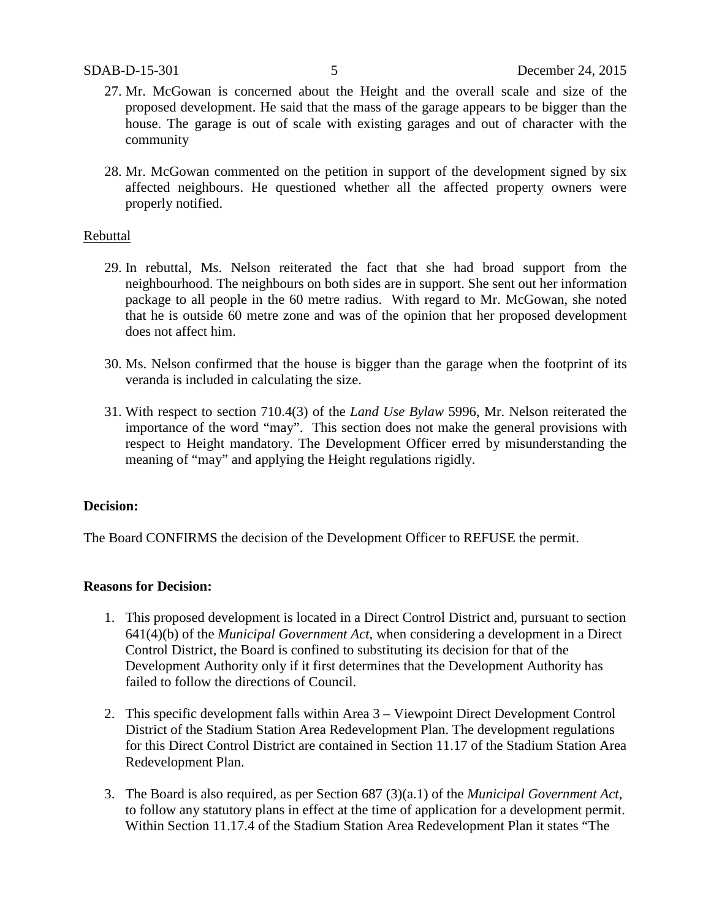27. Mr. McGowan is concerned about the Height and the overall scale and size of the proposed development. He said that the mass of the garage appears to be bigger than the house. The garage is out of scale with existing garages and out of character with the community

28. Mr. McGowan commented on the petition in support of the development signed by six affected neighbours. He questioned whether all the affected property owners were properly notified.

Rebuttal

29. In rebuttal, Ms. Nelson reiterated the fact that she had broad support from the neighbourhood. The neighbours on both sides are in support. She sent out her information package to all people in the 60 metre radius. With regard to Mr. McGowan, she noted that he is outside 60 metre zone and was of the opinion that her proposed development does not affect him.

30. Ms. Nelson confirmed that the house is bigger than the garage when the footprint of its veranda is included in calculating the size.

31. With respect to section 710.4(3) of the *Land Use Bylaw* 5996, Mr. Nelson reiterated the importance of the word "may". This section does not make the general provisions with respect to Height mandatory. The Development Officer erred by misunderstanding the meaning of "may" and applying the Height regulations rigidly.

**Decision:**

The Board CONFIRMS the decision of the Development Officer to REFUSE the permit.

**Reasons for Decision:**

1. This proposed development is located in a Direct Control District and, pursuant to section 641(4)(b) of the *Municipal Government Act*, when considering a development in a Direct Control District, the Board is confined to substituting its decision for that of the Development Authority only if it first determines that the Development Authority has failed to follow the directions of Council.

2. This specific development falls within Area 3 – Viewpoint Direct Development Control District of the Stadium Station Area Redevelopment Plan. The development regulations for this Direct Control District are contained in Section 11.17 of the Stadium Station Area Redevelopment Plan.

3. The Board is also required, as per Section 687 (3)(a.1) of the *Municipal Government Act*, to follow any statutory plans in effect at the time of application for a development permit. Within Section 11.17.4 of the Stadium Station Area Redevelopment Plan it states "The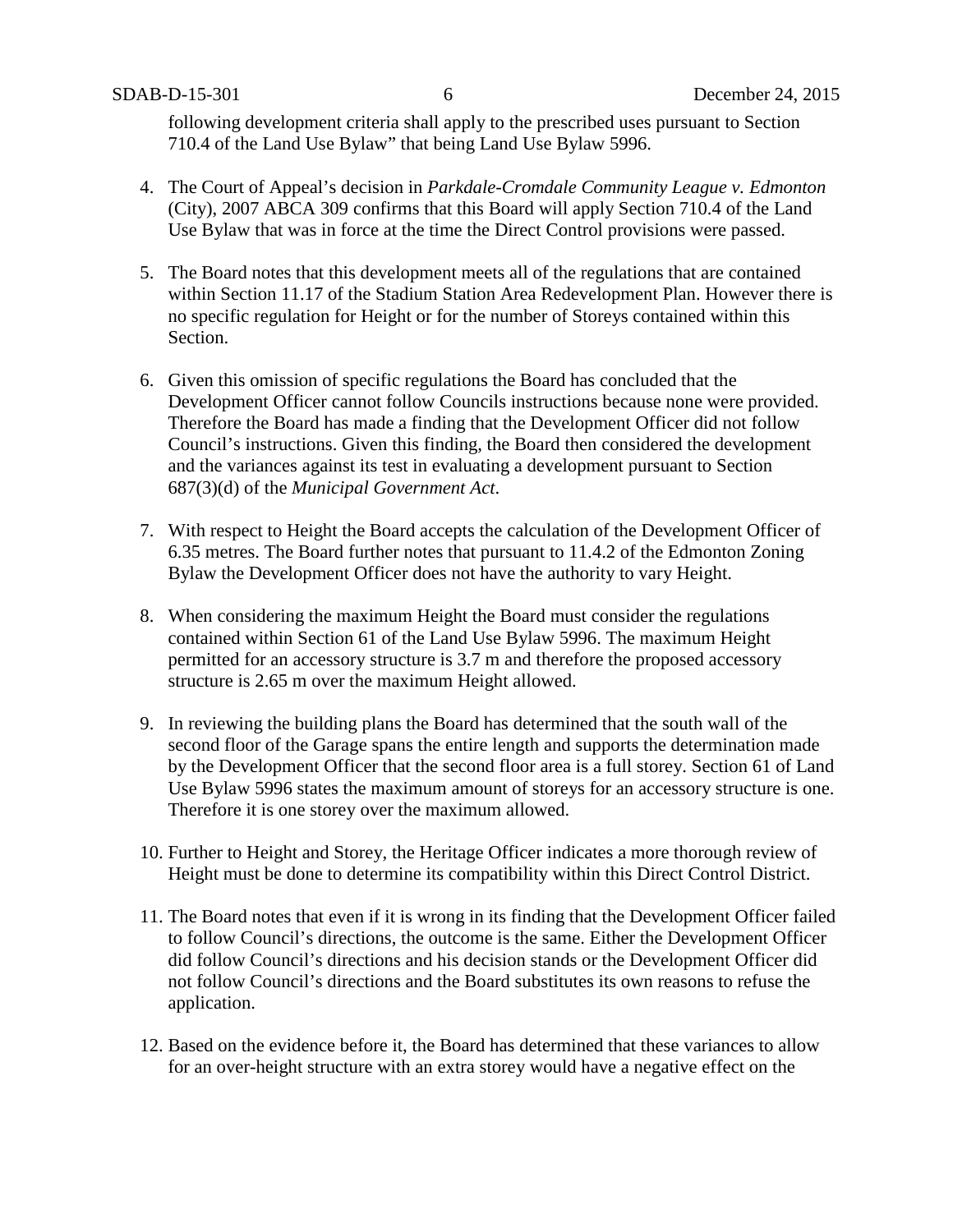following development criteria shall apply to the prescribed uses pursuant to Section 710.4 of the Land Use Bylaw" that being Land Use Bylaw 5996.

4. The Court of Appeal's decision in *Parkdale-Cromdale Community League v. Edmonton* (City), 2007 ABCA 309 confirms that this Board will apply Section 710.4 of the Land Use Bylaw that was in force at the time the Direct Control provisions were passed.

5. The Board notes that this development meets all of the regulations that are contained within Section 11.17 of the Stadium Station Area Redevelopment Plan. However there is no specific regulation for Height or for the number of Storeys contained within this Section.

6. Given this omission of specific regulations the Board has concluded that the Development Officer cannot follow Councils instructions because none were provided. Therefore the Board has made a finding that the Development Officer did not follow Council's instructions. Given this finding, the Board then considered the development and the variances against its test in evaluating a development pursuant to Section 687(3)(d) of the *Municipal Government Act*.

7. With respect to Height the Board accepts the calculation of the Development Officer of 6.35 metres. The Board further notes that pursuant to 11.4.2 of the Edmonton Zoning Bylaw the Development Officer does not have the authority to vary Height.

8. When considering the maximum Height the Board must consider the regulations contained within Section 61 of the Land Use Bylaw 5996. The maximum Height permitted for an accessory structure is 3.7 m and therefore the proposed accessory structure is 2.65 m over the maximum Height allowed.

9. In reviewing the building plans the Board has determined that the south wall of the second floor of the Garage spans the entire length and supports the determination made by the Development Officer that the second floor area is a full storey. Section 61 of Land Use Bylaw 5996 states the maximum amount of storeys for an accessory structure is one. Therefore it is one storey over the maximum allowed.

10. Further to Height and Storey, the Heritage Officer indicates a more thorough review of Height must be done to determine its compatibility within this Direct Control District.

11. The Board notes that even if it is wrong in its finding that the Development Officer failed to follow Council's directions, the outcome is the same. Either the Development Officer did follow Council's directions and his decision stands or the Development Officer did not follow Council's directions and the Board substitutes its own reasons to refuse the application.

12. Based on the evidence before it, the Board has determined that these variances to allow for an over-height structure with an extra storey would have a negative effect on the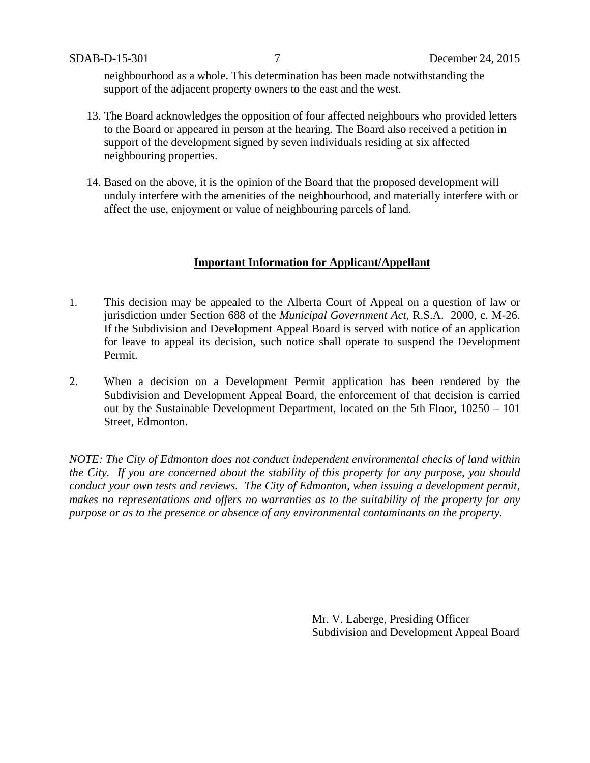neighbourhood as a whole. This determination has been made notwithstanding the support of the adjacent property owners to the east and the west.

13. The Board acknowledges the opposition of four affected neighbours who provided letters to the Board or appeared in person at the hearing. The Board also received a petition in support of the development signed by seven individuals residing at six affected neighbouring properties.

14. Based on the above, it is the opinion of the Board that the proposed development will unduly interfere with the amenities of the neighbourhood, and materially interfere with or affect the use, enjoyment or value of neighbouring parcels of land.

**Important Information for Applicant/Appellant**

1. This decision may be appealed to the Alberta Court of Appeal on a question of law or jurisdiction under Section 688 of the *Municipal Government Act*, R.S.A. 2000, c. M-26. If the Subdivision and Development Appeal Board is served with notice of an application for leave to appeal its decision, such notice shall operate to suspend the Development Permit.

2. When a decision on a Development Permit application has been rendered by the Subdivision and Development Appeal Board, the enforcement of that decision is carried out by the Sustainable Development Department, located on the 5th Floor, 10250 – 101 Street, Edmonton.

*NOTE: The City of Edmonton does not conduct independent environmental checks of land within the City. If you are concerned about the stability of this property for any purpose, you should conduct your own tests and reviews. The City of Edmonton, when issuing a development permit, makes no representations and offers no warranties as to the suitability of the property for any purpose or as to the presence or absence of any environmental contaminants on the property.*

Mr. V. Laberge, Presiding Officer
Subdivision and Development Appeal Board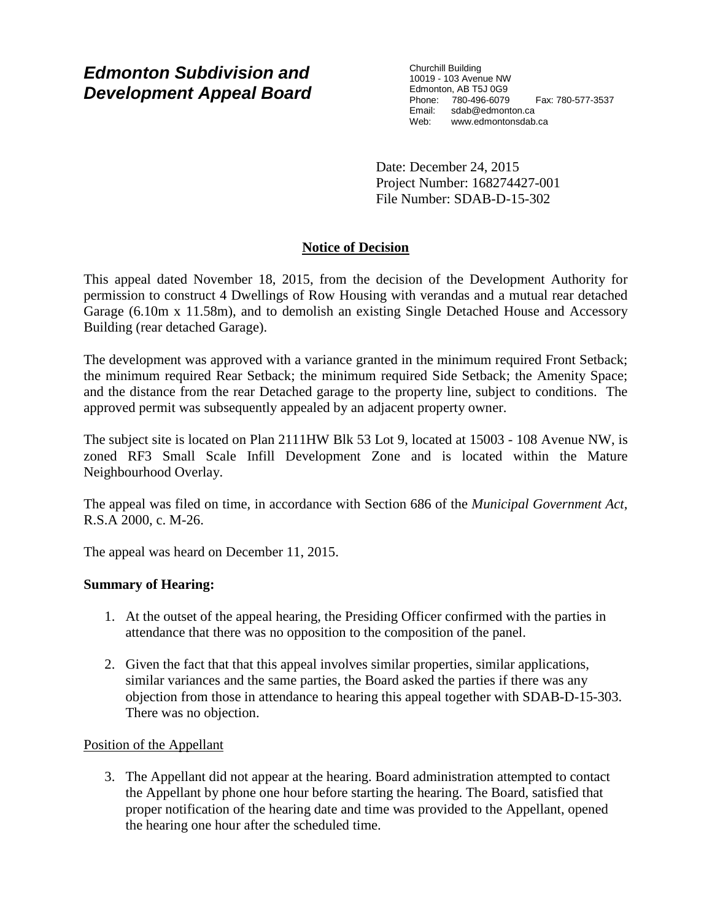# Edmonton Subdivision and Development Appeal Board

Churchill Building
10019 - 103 Avenue NW
Edmonton, AB T5J 0G9
Phone: 780-496-6079 Fax: 780-577-3537
Email: sdab@edmonton.ca
Web: www.edmontonsdab.ca

Date: December 24, 2015
Project Number: 168274427-001
File Number: SDAB-D-15-302

## Notice of Decision

This appeal dated November 18, 2015, from the decision of the Development Authority for permission to construct 4 Dwellings of Row Housing with verandas and a mutual rear detached Garage (6.10m x 11.58m), and to demolish an existing Single Detached House and Accessory Building (rear detached Garage).

The development was approved with a variance granted in the minimum required Front Setback; the minimum required Rear Setback; the minimum required Side Setback; the Amenity Space; and the distance from the rear Detached garage to the property line, subject to conditions. The approved permit was subsequently appealed by an adjacent property owner.

The subject site is located on Plan 2111HW Blk 53 Lot 9, located at 15003 - 108 Avenue NW, is zoned RF3 Small Scale Infill Development Zone and is located within the Mature Neighbourhood Overlay.

The appeal was filed on time, in accordance with Section 686 of the *Municipal Government Act*, R.S.A 2000, c. M-26.

The appeal was heard on December 11, 2015.

**Summary of Hearing:**

1. At the outset of the appeal hearing, the Presiding Officer confirmed with the parties in attendance that there was no opposition to the composition of the panel.

2. Given the fact that that this appeal involves similar properties, similar applications, similar variances and the same parties, the Board asked the parties if there was any objection from those in attendance to hearing this appeal together with SDAB-D-15-303. There was no objection.

Position of the Appellant

3. The Appellant did not appear at the hearing. Board administration attempted to contact the Appellant by phone one hour before starting the hearing. The Board, satisfied that proper notification of the hearing date and time was provided to the Appellant, opened the hearing one hour after the scheduled time.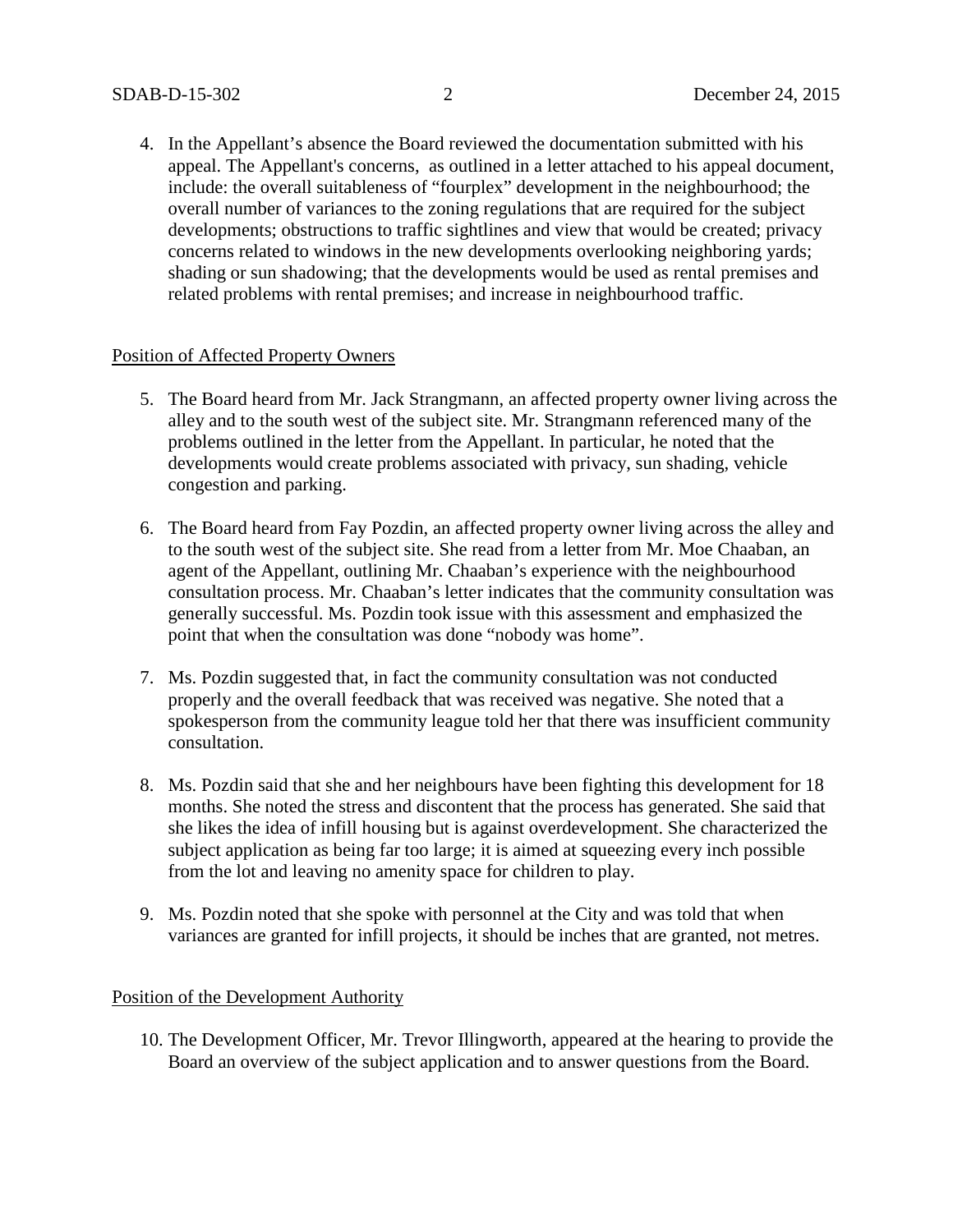4. In the Appellant's absence the Board reviewed the documentation submitted with his appeal. The Appellant's concerns, as outlined in a letter attached to his appeal document, include: the overall suitableness of "fourplex" development in the neighbourhood; the overall number of variances to the zoning regulations that are required for the subject developments; obstructions to traffic sightlines and view that would be created; privacy concerns related to windows in the new developments overlooking neighboring yards; shading or sun shadowing; that the developments would be used as rental premises and related problems with rental premises; and increase in neighbourhood traffic.

Position of Affected Property Owners

5. The Board heard from Mr. Jack Strangmann, an affected property owner living across the alley and to the south west of the subject site. Mr. Strangmann referenced many of the problems outlined in the letter from the Appellant. In particular, he noted that the developments would create problems associated with privacy, sun shading, vehicle congestion and parking.

6. The Board heard from Fay Pozdin, an affected property owner living across the alley and to the south west of the subject site. She read from a letter from Mr. Moe Chaaban, an agent of the Appellant, outlining Mr. Chaaban's experience with the neighbourhood consultation process. Mr. Chaaban's letter indicates that the community consultation was generally successful. Ms. Pozdin took issue with this assessment and emphasized the point that when the consultation was done "nobody was home".

7. Ms. Pozdin suggested that, in fact the community consultation was not conducted properly and the overall feedback that was received was negative. She noted that a spokesperson from the community league told her that there was insufficient community consultation.

8. Ms. Pozdin said that she and her neighbours have been fighting this development for 18 months. She noted the stress and discontent that the process has generated. She said that she likes the idea of infill housing but is against overdevelopment. She characterized the subject application as being far too large; it is aimed at squeezing every inch possible from the lot and leaving no amenity space for children to play.

9. Ms. Pozdin noted that she spoke with personnel at the City and was told that when variances are granted for infill projects, it should be inches that are granted, not metres.

Position of the Development Authority

10. The Development Officer, Mr. Trevor Illingworth, appeared at the hearing to provide the Board an overview of the subject application and to answer questions from the Board.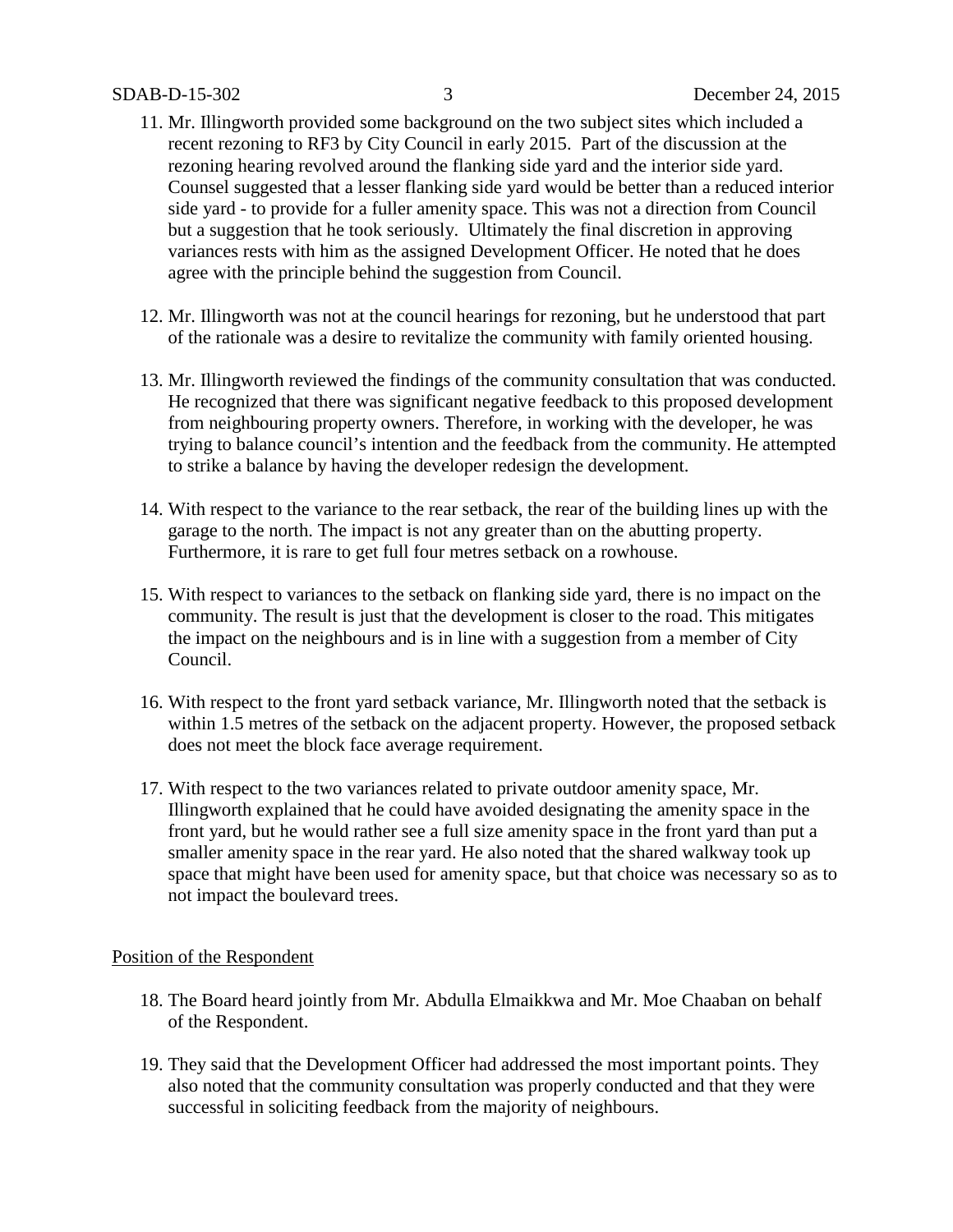11. Mr. Illingworth provided some background on the two subject sites which included a recent rezoning to RF3 by City Council in early 2015. Part of the discussion at the rezoning hearing revolved around the flanking side yard and the interior side yard. Counsel suggested that a lesser flanking side yard would be better than a reduced interior side yard - to provide for a fuller amenity space. This was not a direction from Council but a suggestion that he took seriously. Ultimately the final discretion in approving variances rests with him as the assigned Development Officer. He noted that he does agree with the principle behind the suggestion from Council.

12. Mr. Illingworth was not at the council hearings for rezoning, but he understood that part of the rationale was a desire to revitalize the community with family oriented housing.

13. Mr. Illingworth reviewed the findings of the community consultation that was conducted. He recognized that there was significant negative feedback to this proposed development from neighbouring property owners. Therefore, in working with the developer, he was trying to balance council's intention and the feedback from the community. He attempted to strike a balance by having the developer redesign the development.

14. With respect to the variance to the rear setback, the rear of the building lines up with the garage to the north. The impact is not any greater than on the abutting property. Furthermore, it is rare to get full four metres setback on a rowhouse.

15. With respect to variances to the setback on flanking side yard, there is no impact on the community. The result is just that the development is closer to the road. This mitigates the impact on the neighbours and is in line with a suggestion from a member of City Council.

16. With respect to the front yard setback variance, Mr. Illingworth noted that the setback is within 1.5 metres of the setback on the adjacent property. However, the proposed setback does not meet the block face average requirement.

17. With respect to the two variances related to private outdoor amenity space, Mr. Illingworth explained that he could have avoided designating the amenity space in the front yard, but he would rather see a full size amenity space in the front yard than put a smaller amenity space in the rear yard. He also noted that the shared walkway took up space that might have been used for amenity space, but that choice was necessary so as to not impact the boulevard trees.

<u>Position of the Respondent</u>

18. The Board heard jointly from Mr. Abdulla Elmaikkwa and Mr. Moe Chaaban on behalf of the Respondent.

19. They said that the Development Officer had addressed the most important points. They also noted that the community consultation was properly conducted and that they were successful in soliciting feedback from the majority of neighbours.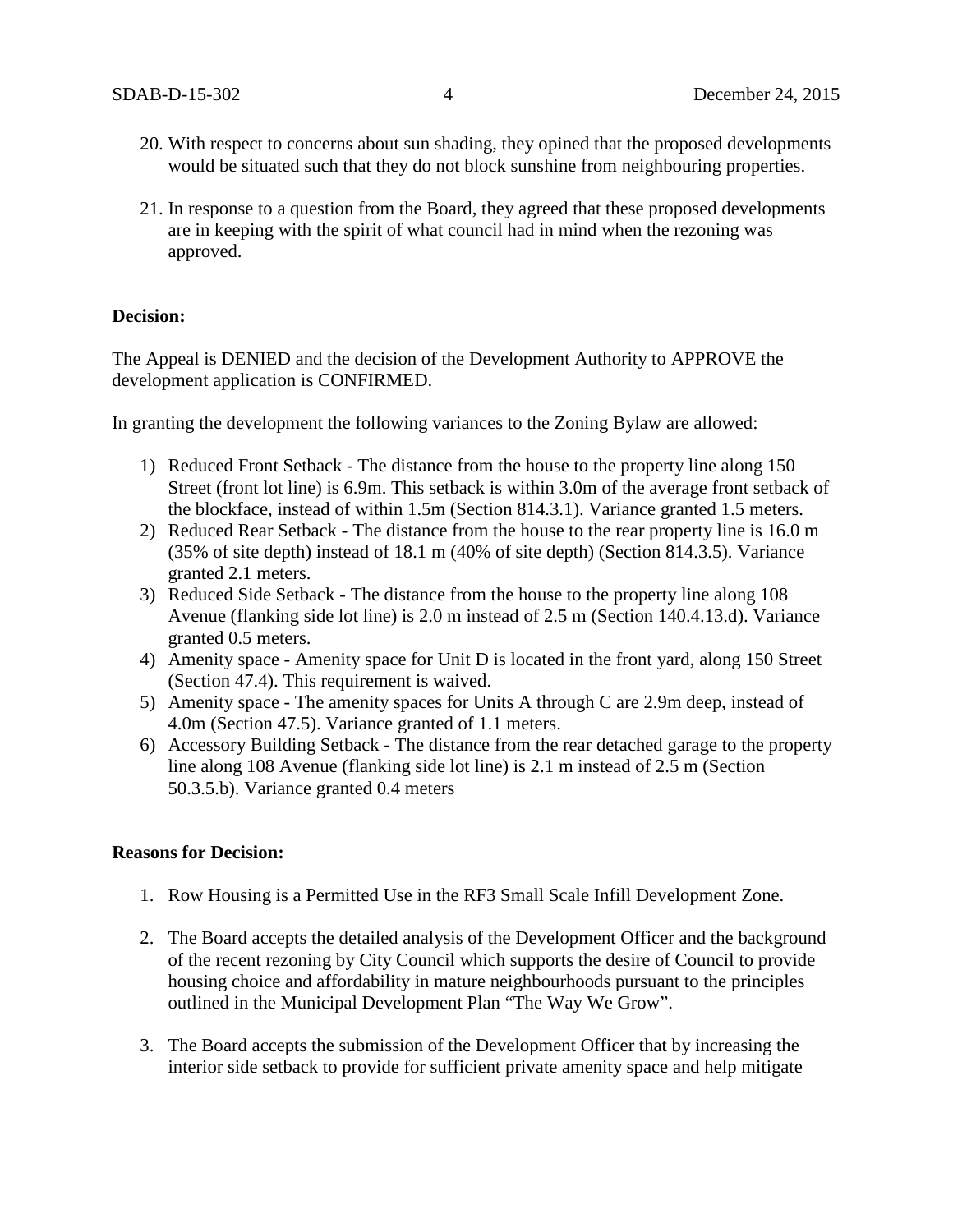20. With respect to concerns about sun shading, they opined that the proposed developments would be situated such that they do not block sunshine from neighbouring properties.

21. In response to a question from the Board, they agreed that these proposed developments are in keeping with the spirit of what council had in mind when the rezoning was approved.

**Decision:**

The Appeal is DENIED and the decision of the Development Authority to APPROVE the development application is CONFIRMED.

In granting the development the following variances to the Zoning Bylaw are allowed:

1) Reduced Front Setback - The distance from the house to the property line along 150 Street (front lot line) is 6.9m. This setback is within 3.0m of the average front setback of the blockface, instead of within 1.5m (Section 814.3.1). Variance granted 1.5 meters.
2) Reduced Rear Setback - The distance from the house to the rear property line is 16.0 m (35% of site depth) instead of 18.1 m (40% of site depth) (Section 814.3.5). Variance granted 2.1 meters.
3) Reduced Side Setback - The distance from the house to the property line along 108 Avenue (flanking side lot line) is 2.0 m instead of 2.5 m (Section 140.4.13.d). Variance granted 0.5 meters.
4) Amenity space - Amenity space for Unit D is located in the front yard, along 150 Street (Section 47.4). This requirement is waived.
5) Amenity space - The amenity spaces for Units A through C are 2.9m deep, instead of 4.0m (Section 47.5). Variance granted of 1.1 meters.
6) Accessory Building Setback - The distance from the rear detached garage to the property line along 108 Avenue (flanking side lot line) is 2.1 m instead of 2.5 m (Section 50.3.5.b). Variance granted 0.4 meters

**Reasons for Decision:**

1. Row Housing is a Permitted Use in the RF3 Small Scale Infill Development Zone.

2. The Board accepts the detailed analysis of the Development Officer and the background of the recent rezoning by City Council which supports the desire of Council to provide housing choice and affordability in mature neighbourhoods pursuant to the principles outlined in the Municipal Development Plan "The Way We Grow".

3. The Board accepts the submission of the Development Officer that by increasing the interior side setback to provide for sufficient private amenity space and help mitigate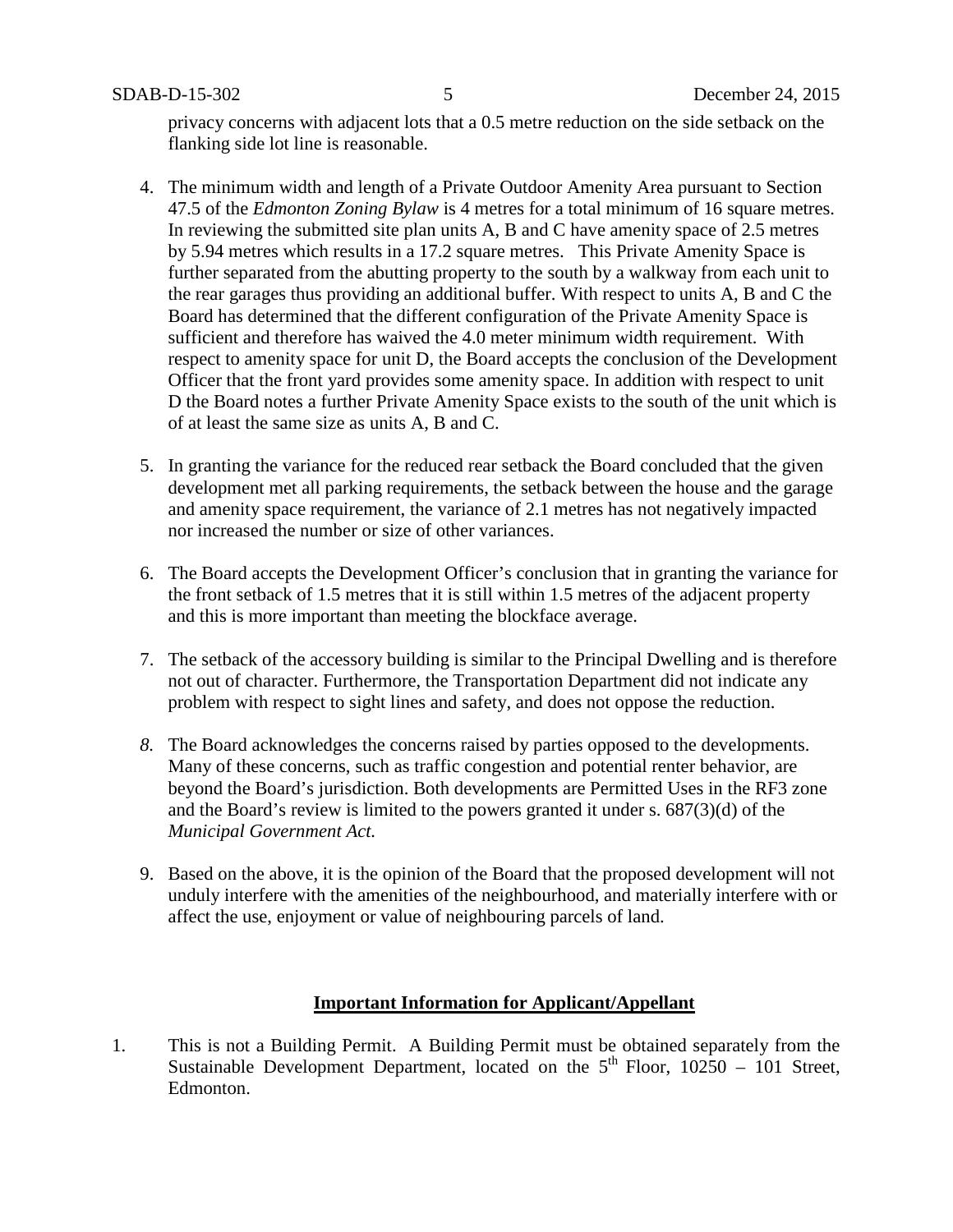privacy concerns with adjacent lots that a 0.5 metre reduction on the side setback on the flanking side lot line is reasonable.

4. The minimum width and length of a Private Outdoor Amenity Area pursuant to Section 47.5 of the *Edmonton Zoning Bylaw* is 4 metres for a total minimum of 16 square metres. In reviewing the submitted site plan units A, B and C have amenity space of 2.5 metres by 5.94 metres which results in a 17.2 square metres. This Private Amenity Space is further separated from the abutting property to the south by a walkway from each unit to the rear garages thus providing an additional buffer. With respect to units A, B and C the Board has determined that the different configuration of the Private Amenity Space is sufficient and therefore has waived the 4.0 meter minimum width requirement. With respect to amenity space for unit D, the Board accepts the conclusion of the Development Officer that the front yard provides some amenity space. In addition with respect to unit D the Board notes a further Private Amenity Space exists to the south of the unit which is of at least the same size as units A, B and C.

5. In granting the variance for the reduced rear setback the Board concluded that the given development met all parking requirements, the setback between the house and the garage and amenity space requirement, the variance of 2.1 metres has not negatively impacted nor increased the number or size of other variances.

6. The Board accepts the Development Officer's conclusion that in granting the variance for the front setback of 1.5 metres that it is still within 1.5 metres of the adjacent property and this is more important than meeting the blockface average.

7. The setback of the accessory building is similar to the Principal Dwelling and is therefore not out of character. Furthermore, the Transportation Department did not indicate any problem with respect to sight lines and safety, and does not oppose the reduction.

8. The Board acknowledges the concerns raised by parties opposed to the developments. Many of these concerns, such as traffic congestion and potential renter behavior, are beyond the Board's jurisdiction. Both developments are Permitted Uses in the RF3 zone and the Board's review is limited to the powers granted it under s. 687(3)(d) of the *Municipal Government Act.*

9. Based on the above, it is the opinion of the Board that the proposed development will not unduly interfere with the amenities of the neighbourhood, and materially interfere with or affect the use, enjoyment or value of neighbouring parcels of land.

## **Important Information for Applicant/Appellant**

1. This is not a Building Permit. A Building Permit must be obtained separately from the Sustainable Development Department, located on the 5th Floor, 10250 – 101 Street, Edmonton.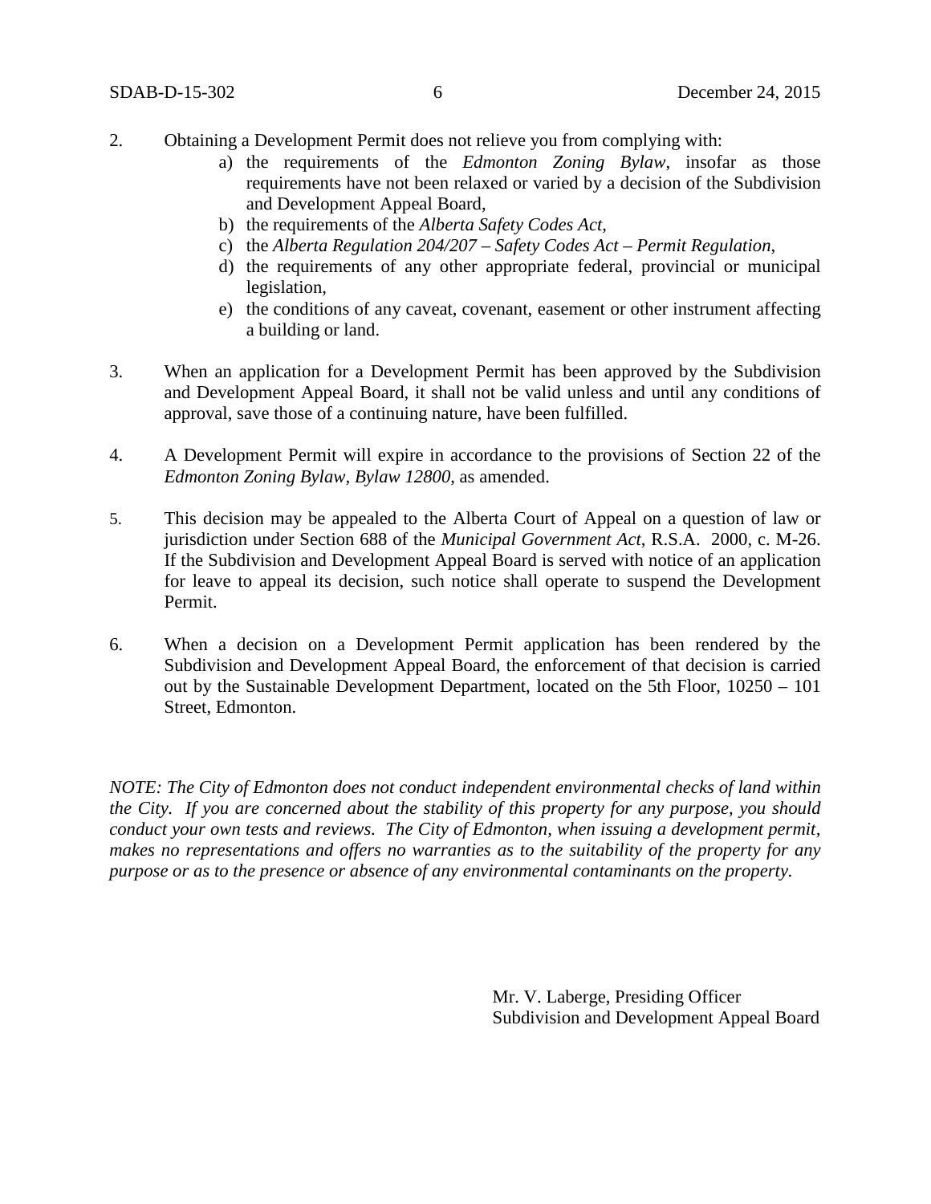2. Obtaining a Development Permit does not relieve you from complying with:
   a) the requirements of the *Edmonton Zoning Bylaw*, insofar as those requirements have not been relaxed or varied by a decision of the Subdivision and Development Appeal Board,
   b) the requirements of the *Alberta Safety Codes Act*,
   c) the *Alberta Regulation 204/207 – Safety Codes Act – Permit Regulation*,
   d) the requirements of any other appropriate federal, provincial or municipal legislation,
   e) the conditions of any caveat, covenant, easement or other instrument affecting a building or land.

3. When an application for a Development Permit has been approved by the Subdivision and Development Appeal Board, it shall not be valid unless and until any conditions of approval, save those of a continuing nature, have been fulfilled.

4. A Development Permit will expire in accordance to the provisions of Section 22 of the *Edmonton Zoning Bylaw, Bylaw 12800*, as amended.

5. This decision may be appealed to the Alberta Court of Appeal on a question of law or jurisdiction under Section 688 of the *Municipal Government Act*, R.S.A. 2000, c. M-26. If the Subdivision and Development Appeal Board is served with notice of an application for leave to appeal its decision, such notice shall operate to suspend the Development Permit.

6. When a decision on a Development Permit application has been rendered by the Subdivision and Development Appeal Board, the enforcement of that decision is carried out by the Sustainable Development Department, located on the 5th Floor, 10250 – 101 Street, Edmonton.

*NOTE: The City of Edmonton does not conduct independent environmental checks of land within the City. If you are concerned about the stability of this property for any purpose, you should conduct your own tests and reviews. The City of Edmonton, when issuing a development permit, makes no representations and offers no warranties as to the suitability of the property for any purpose or as to the presence or absence of any environmental contaminants on the property.*

Mr. V. Laberge, Presiding Officer
Subdivision and Development Appeal Board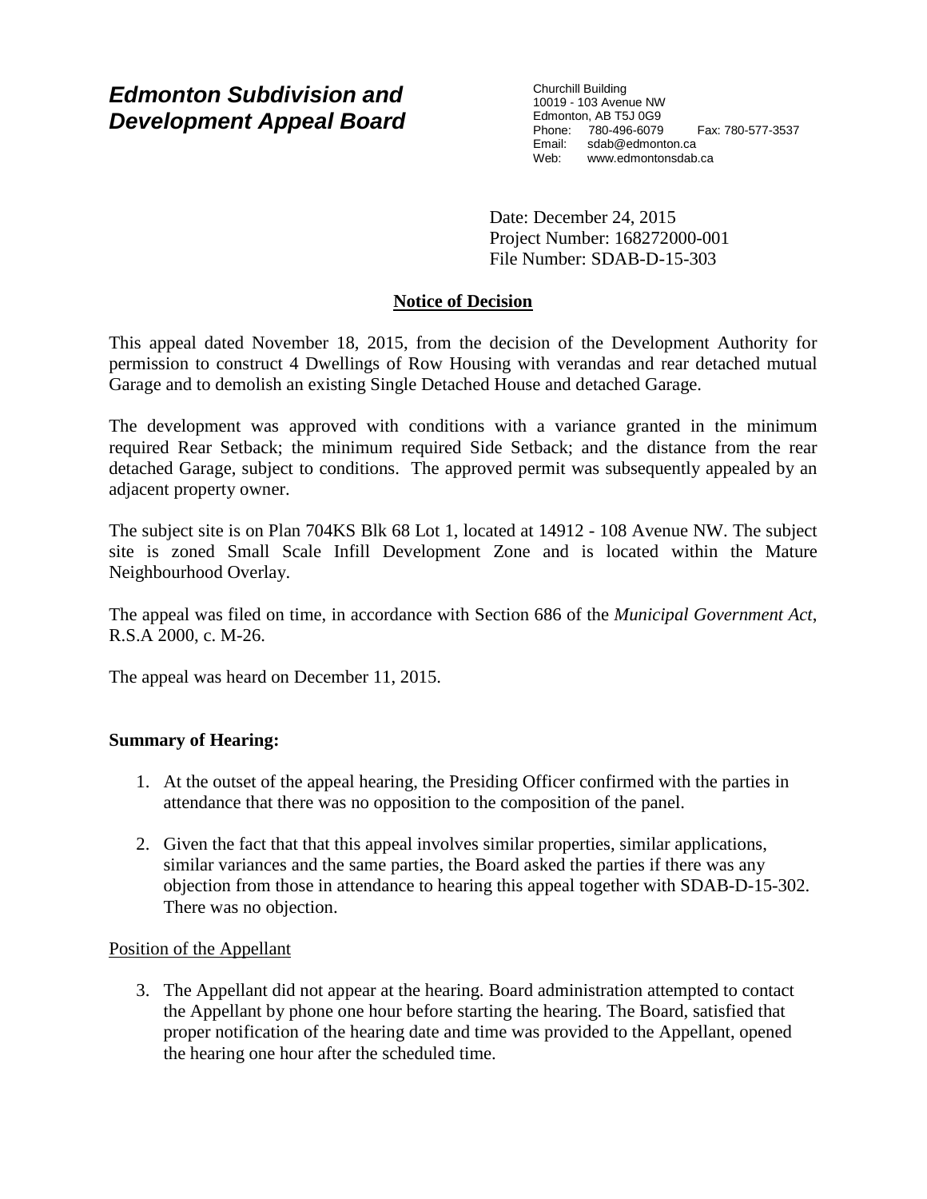# Edmonton Subdivision and Development Appeal Board

Churchill Building
10019 - 103 Avenue NW
Edmonton, AB T5J 0G9
Phone: 780-496-6079 Fax: 780-577-3537
Email: sdab@edmonton.ca
Web: www.edmontonsdab.ca

Date: December 24, 2015
Project Number: 168272000-001
File Number: SDAB-D-15-303

## Notice of Decision

This appeal dated November 18, 2015, from the decision of the Development Authority for permission to construct 4 Dwellings of Row Housing with verandas and rear detached mutual Garage and to demolish an existing Single Detached House and detached Garage.

The development was approved with conditions with a variance granted in the minimum required Rear Setback; the minimum required Side Setback; and the distance from the rear detached Garage, subject to conditions. The approved permit was subsequently appealed by an adjacent property owner.

The subject site is on Plan 704KS Blk 68 Lot 1, located at 14912 - 108 Avenue NW. The subject site is zoned Small Scale Infill Development Zone and is located within the Mature Neighbourhood Overlay.

The appeal was filed on time, in accordance with Section 686 of the *Municipal Government Act*, R.S.A 2000, c. M-26.

The appeal was heard on December 11, 2015.

**Summary of Hearing:**

1. At the outset of the appeal hearing, the Presiding Officer confirmed with the parties in attendance that there was no opposition to the composition of the panel.

2. Given the fact that that this appeal involves similar properties, similar applications, similar variances and the same parties, the Board asked the parties if there was any objection from those in attendance to hearing this appeal together with SDAB-D-15-302. There was no objection.

Position of the Appellant

3. The Appellant did not appear at the hearing. Board administration attempted to contact the Appellant by phone one hour before starting the hearing. The Board, satisfied that proper notification of the hearing date and time was provided to the Appellant, opened the hearing one hour after the scheduled time.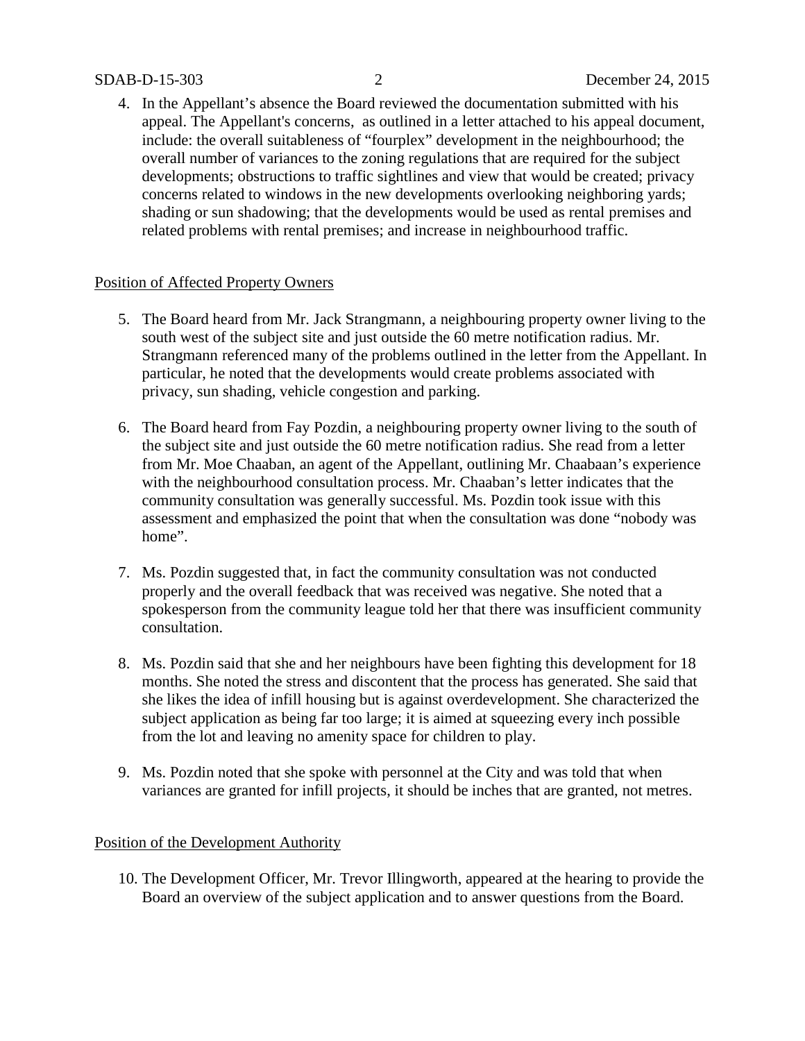4. In the Appellant's absence the Board reviewed the documentation submitted with his appeal. The Appellant's concerns, as outlined in a letter attached to his appeal document, include: the overall suitableness of "fourplex" development in the neighbourhood; the overall number of variances to the zoning regulations that are required for the subject developments; obstructions to traffic sightlines and view that would be created; privacy concerns related to windows in the new developments overlooking neighboring yards; shading or sun shadowing; that the developments would be used as rental premises and related problems with rental premises; and increase in neighbourhood traffic.

Position of Affected Property Owners

5. The Board heard from Mr. Jack Strangmann, a neighbouring property owner living to the south west of the subject site and just outside the 60 metre notification radius. Mr. Strangmann referenced many of the problems outlined in the letter from the Appellant. In particular, he noted that the developments would create problems associated with privacy, sun shading, vehicle congestion and parking.

6. The Board heard from Fay Pozdin, a neighbouring property owner living to the south of the subject site and just outside the 60 metre notification radius. She read from a letter from Mr. Moe Chaaban, an agent of the Appellant, outlining Mr. Chaabaan's experience with the neighbourhood consultation process. Mr. Chaaban's letter indicates that the community consultation was generally successful. Ms. Pozdin took issue with this assessment and emphasized the point that when the consultation was done "nobody was home".

7. Ms. Pozdin suggested that, in fact the community consultation was not conducted properly and the overall feedback that was received was negative. She noted that a spokesperson from the community league told her that there was insufficient community consultation.

8. Ms. Pozdin said that she and her neighbours have been fighting this development for 18 months. She noted the stress and discontent that the process has generated. She said that she likes the idea of infill housing but is against overdevelopment. She characterized the subject application as being far too large; it is aimed at squeezing every inch possible from the lot and leaving no amenity space for children to play.

9. Ms. Pozdin noted that she spoke with personnel at the City and was told that when variances are granted for infill projects, it should be inches that are granted, not metres.

Position of the Development Authority

10. The Development Officer, Mr. Trevor Illingworth, appeared at the hearing to provide the Board an overview of the subject application and to answer questions from the Board.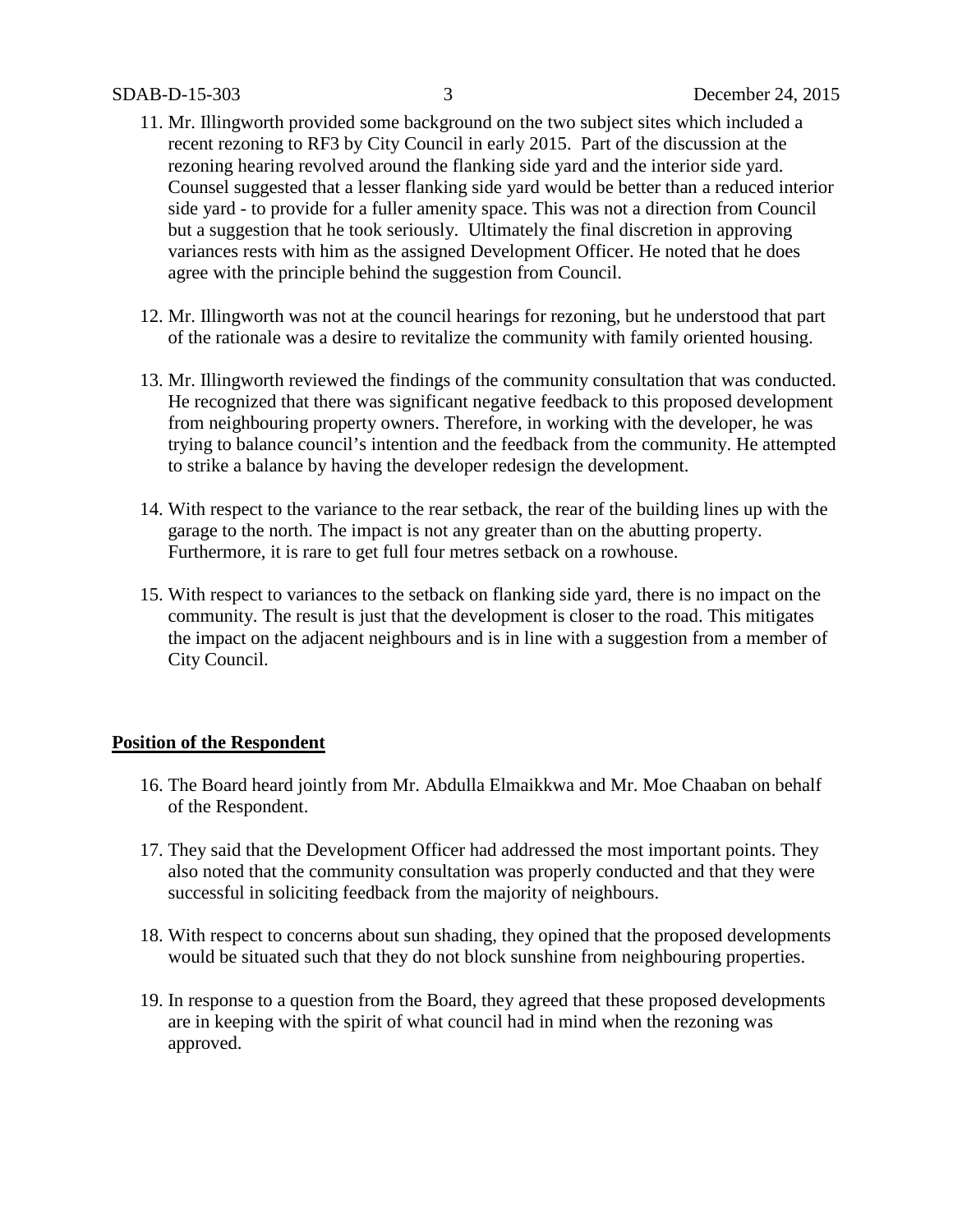11. Mr. Illingworth provided some background on the two subject sites which included a recent rezoning to RF3 by City Council in early 2015. Part of the discussion at the rezoning hearing revolved around the flanking side yard and the interior side yard. Counsel suggested that a lesser flanking side yard would be better than a reduced interior side yard - to provide for a fuller amenity space. This was not a direction from Council but a suggestion that he took seriously. Ultimately the final discretion in approving variances rests with him as the assigned Development Officer. He noted that he does agree with the principle behind the suggestion from Council.

12. Mr. Illingworth was not at the council hearings for rezoning, but he understood that part of the rationale was a desire to revitalize the community with family oriented housing.

13. Mr. Illingworth reviewed the findings of the community consultation that was conducted. He recognized that there was significant negative feedback to this proposed development from neighbouring property owners. Therefore, in working with the developer, he was trying to balance council's intention and the feedback from the community. He attempted to strike a balance by having the developer redesign the development.

14. With respect to the variance to the rear setback, the rear of the building lines up with the garage to the north. The impact is not any greater than on the abutting property. Furthermore, it is rare to get full four metres setback on a rowhouse.

15. With respect to variances to the setback on flanking side yard, there is no impact on the community. The result is just that the development is closer to the road. This mitigates the impact on the adjacent neighbours and is in line with a suggestion from a member of City Council.

**Position of the Respondent**

16. The Board heard jointly from Mr. Abdulla Elmaikkwa and Mr. Moe Chaaban on behalf of the Respondent.

17. They said that the Development Officer had addressed the most important points. They also noted that the community consultation was properly conducted and that they were successful in soliciting feedback from the majority of neighbours.

18. With respect to concerns about sun shading, they opined that the proposed developments would be situated such that they do not block sunshine from neighbouring properties.

19. In response to a question from the Board, they agreed that these proposed developments are in keeping with the spirit of what council had in mind when the rezoning was approved.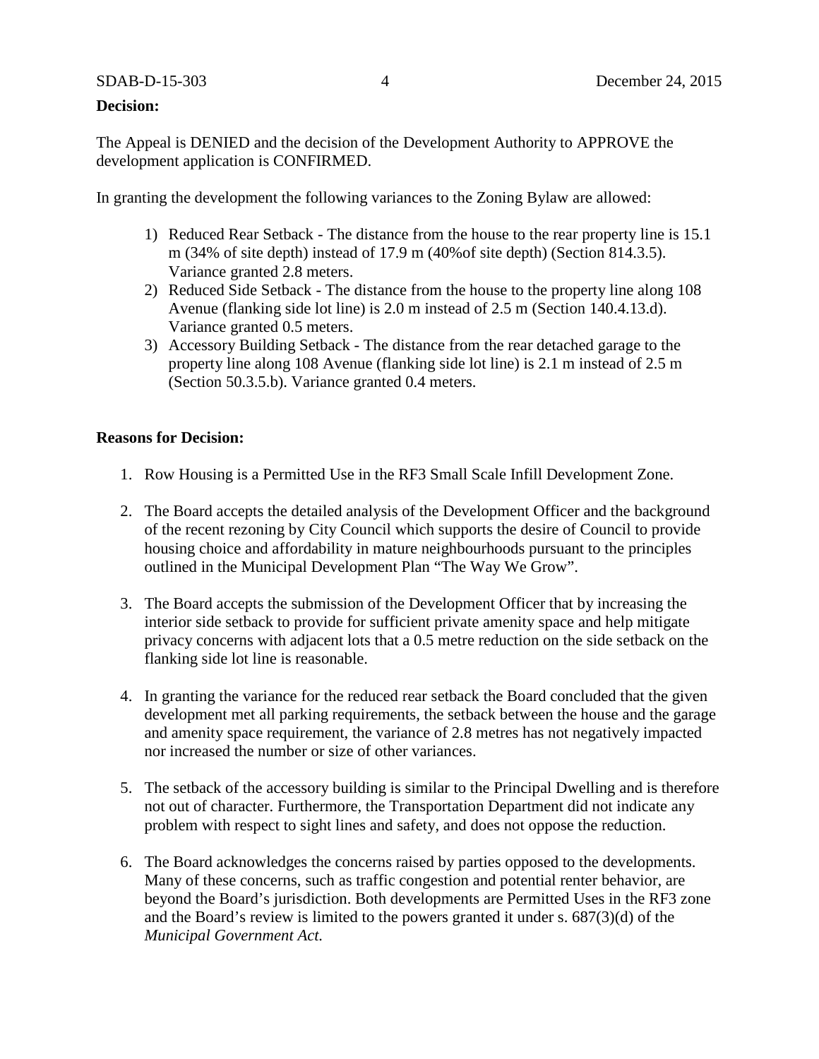**Decision:**

The Appeal is DENIED and the decision of the Development Authority to APPROVE the development application is CONFIRMED.

In granting the development the following variances to the Zoning Bylaw are allowed:

1) Reduced Rear Setback - The distance from the house to the rear property line is 15.1 m (34% of site depth) instead of 17.9 m (40%of site depth) (Section 814.3.5). Variance granted 2.8 meters.
2) Reduced Side Setback - The distance from the house to the property line along 108 Avenue (flanking side lot line) is 2.0 m instead of 2.5 m (Section 140.4.13.d). Variance granted 0.5 meters.
3) Accessory Building Setback - The distance from the rear detached garage to the property line along 108 Avenue (flanking side lot line) is 2.1 m instead of 2.5 m (Section 50.3.5.b). Variance granted 0.4 meters.

**Reasons for Decision:**

1. Row Housing is a Permitted Use in the RF3 Small Scale Infill Development Zone.

2. The Board accepts the detailed analysis of the Development Officer and the background of the recent rezoning by City Council which supports the desire of Council to provide housing choice and affordability in mature neighbourhoods pursuant to the principles outlined in the Municipal Development Plan "The Way We Grow".

3. The Board accepts the submission of the Development Officer that by increasing the interior side setback to provide for sufficient private amenity space and help mitigate privacy concerns with adjacent lots that a 0.5 metre reduction on the side setback on the flanking side lot line is reasonable.

4. In granting the variance for the reduced rear setback the Board concluded that the given development met all parking requirements, the setback between the house and the garage and amenity space requirement, the variance of 2.8 metres has not negatively impacted nor increased the number or size of other variances.

5. The setback of the accessory building is similar to the Principal Dwelling and is therefore not out of character. Furthermore, the Transportation Department did not indicate any problem with respect to sight lines and safety, and does not oppose the reduction.

6. The Board acknowledges the concerns raised by parties opposed to the developments. Many of these concerns, such as traffic congestion and potential renter behavior, are beyond the Board's jurisdiction. Both developments are Permitted Uses in the RF3 zone and the Board's review is limited to the powers granted it under s. 687(3)(d) of the *Municipal Government Act.*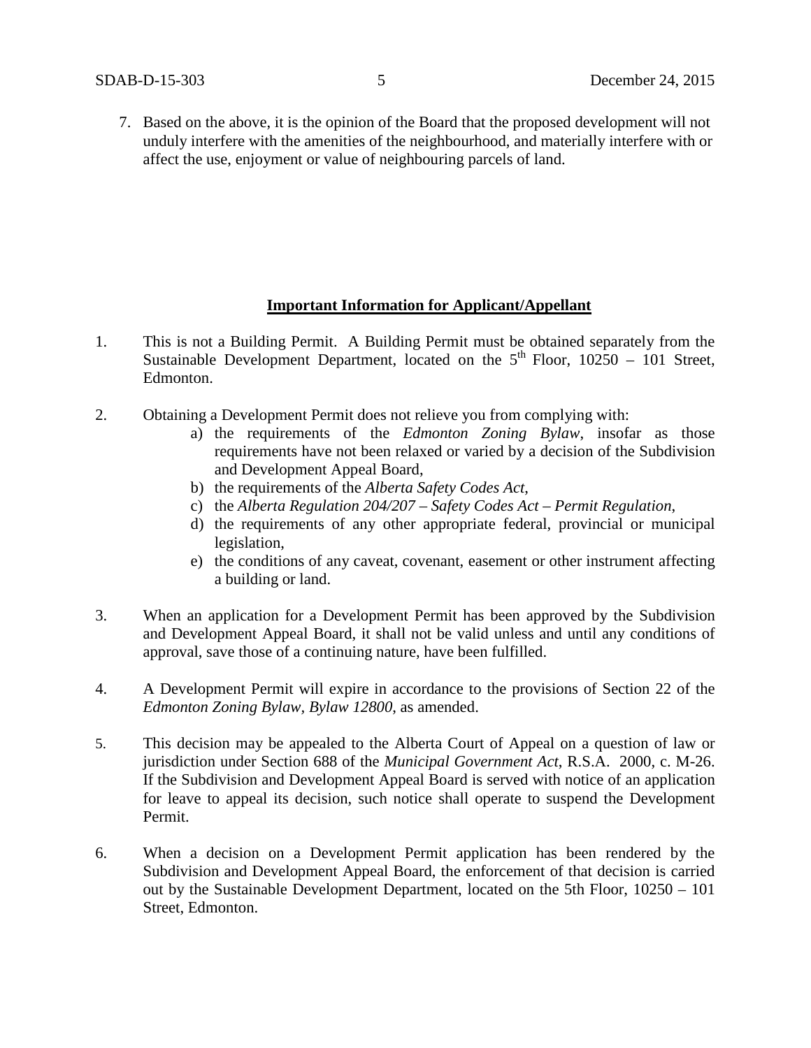7. Based on the above, it is the opinion of the Board that the proposed development will not unduly interfere with the amenities of the neighbourhood, and materially interfere with or affect the use, enjoyment or value of neighbouring parcels of land.

**Important Information for Applicant/Appellant**

1. This is not a Building Permit. A Building Permit must be obtained separately from the Sustainable Development Department, located on the 5th Floor, 10250 – 101 Street, Edmonton.

2. Obtaining a Development Permit does not relieve you from complying with:
   a) the requirements of the *Edmonton Zoning Bylaw*, insofar as those requirements have not been relaxed or varied by a decision of the Subdivision and Development Appeal Board,
   b) the requirements of the *Alberta Safety Codes Act*,
   c) the *Alberta Regulation 204/207 – Safety Codes Act – Permit Regulation*,
   d) the requirements of any other appropriate federal, provincial or municipal legislation,
   e) the conditions of any caveat, covenant, easement or other instrument affecting a building or land.

3. When an application for a Development Permit has been approved by the Subdivision and Development Appeal Board, it shall not be valid unless and until any conditions of approval, save those of a continuing nature, have been fulfilled.

4. A Development Permit will expire in accordance to the provisions of Section 22 of the *Edmonton Zoning Bylaw, Bylaw 12800*, as amended.

5. This decision may be appealed to the Alberta Court of Appeal on a question of law or jurisdiction under Section 688 of the *Municipal Government Act*, R.S.A. 2000, c. M-26. If the Subdivision and Development Appeal Board is served with notice of an application for leave to appeal its decision, such notice shall operate to suspend the Development Permit.

6. When a decision on a Development Permit application has been rendered by the Subdivision and Development Appeal Board, the enforcement of that decision is carried out by the Sustainable Development Department, located on the 5th Floor, 10250 – 101 Street, Edmonton.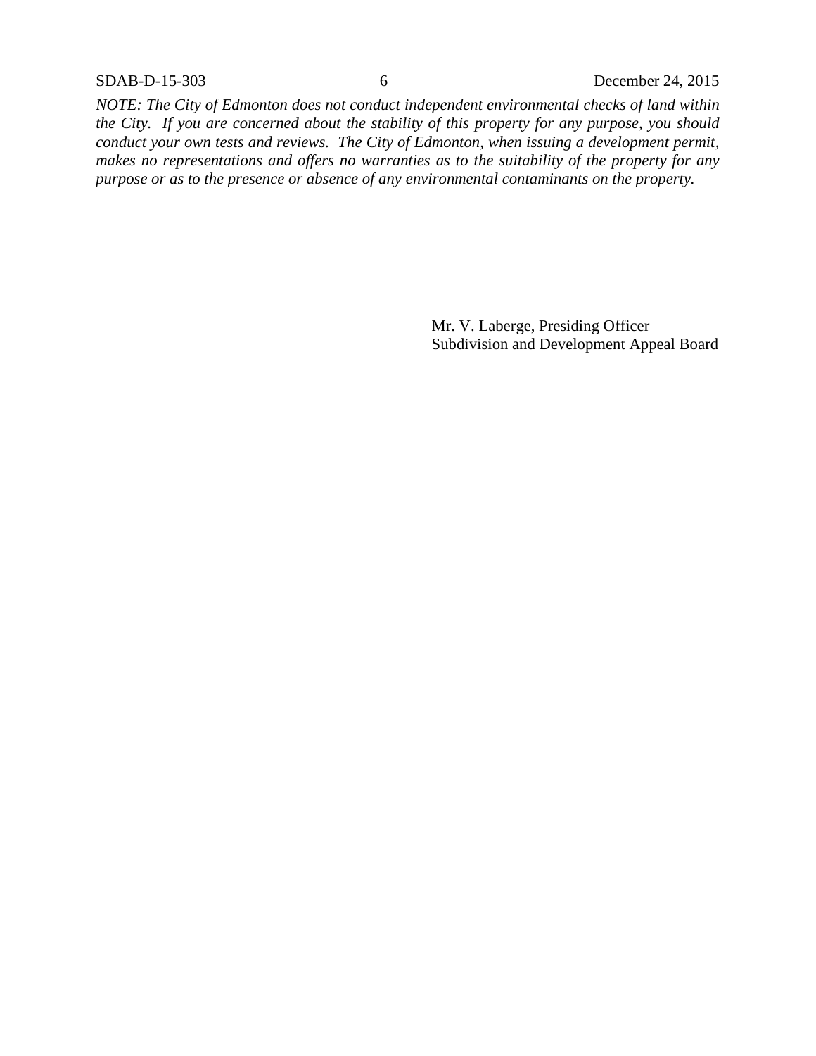*NOTE: The City of Edmonton does not conduct independent environmental checks of land within the City. If you are concerned about the stability of this property for any purpose, you should conduct your own tests and reviews. The City of Edmonton, when issuing a development permit, makes no representations and offers no warranties as to the suitability of the property for any purpose or as to the presence or absence of any environmental contaminants on the property.*

Mr. V. Laberge, Presiding Officer
Subdivision and Development Appeal Board